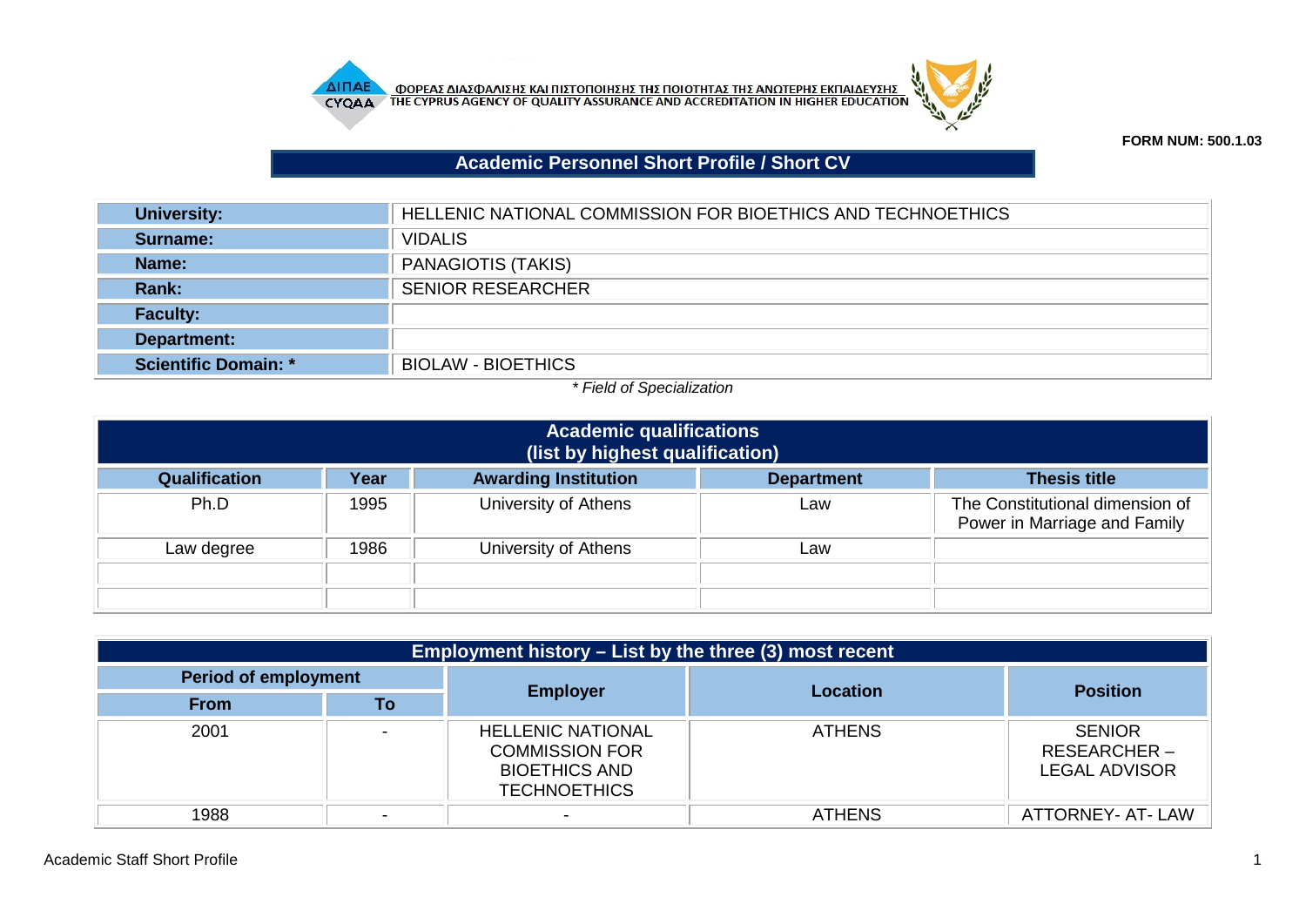ΦΟΡΕΑΣ ΔΙΑΣΦΑΛΙΣΗΣ ΚΑΙ ΠΙΣΤΟΠΟΙΗΣΗΣ ΤΗΣ ΠΟΙΟΤΗΤΑΣ ΤΗΣ ΑΝΩΤΕΡΗΣ ΕΚΠΑΙΔΕΥΣΗΣ
THE CYPRUS AGENCY OF QUALITY ASSURANCE AND ACCREDITATION IN HIGHER EDUCATION

**FORM NUM: 500.1.03**

# Academic Personnel Short Profile / Short CV

| | |
|---|---|
| **University:** | HELLENIC NATIONAL COMMISSION FOR BIOETHICS AND TECHNOETHICS |
| **Surname:** | VIDALIS |
| **Name:** | PANAGIOTIS (TAKIS) |
| **Rank:** | SENIOR RESEARCHER |
| **Faculty:** | |
| **Department:** | |
| **Scientific Domain: *** | BIOLAW - BIOETHICS |

*\* Field of Specialization*

## Academic qualifications (list by highest qualification)

| Qualification | Year | Awarding Institution | Department | Thesis title |
|---|---|---|---|---|
| Ph.D | 1995 | University of Athens | Law | The Constitutional dimension of Power in Marriage and Family |
| Law degree | 1986 | University of Athens | Law | |
| | | | | |
| | | | | |

## Employment history – List by the three (3) most recent

| Period of employment | | Employer | Location | Position |
|---|---|---|---|---|
| From | To | | | |
| 2001 | - | HELLENIC NATIONAL COMMISSION FOR BIOETHICS AND TECHNOETHICS | ATHENS | SENIOR RESEARCHER – LEGAL ADVISOR |
| 1988 | - | - | ATHENS | ATTORNEY- AT- LAW |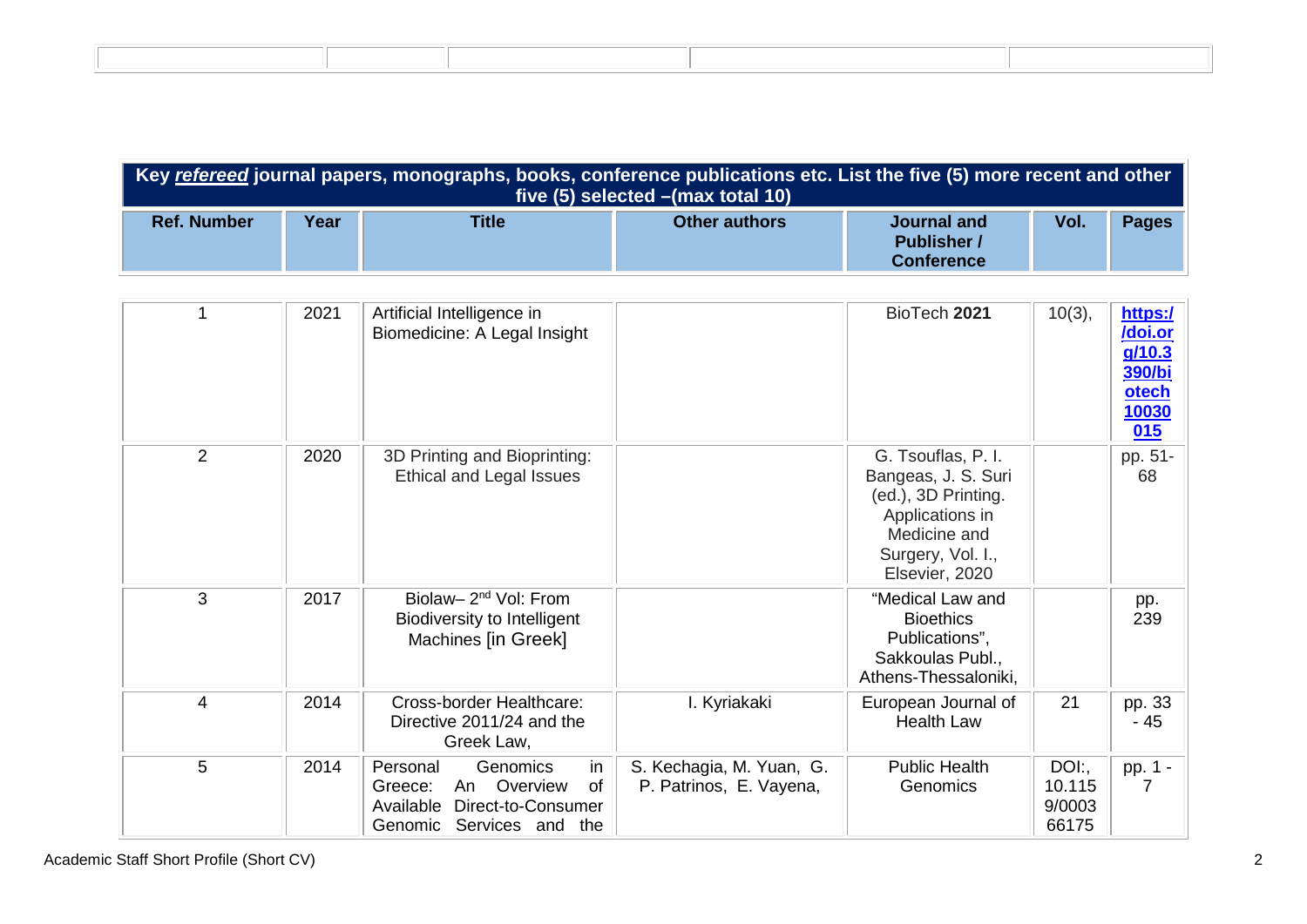| | | | | |
|---|---|---|---|---|
| | | | | |

**Key *refereed* journal papers, monographs, books, conference publications etc. List the five (5) more recent and other five (5) selected –(max total 10)**

| Ref. Number | Year | Title | Other authors | Journal and Publisher / Conference | Vol. | Pages |
|---|---|---|---|---|---|---|
| 1 | 2021 | Artificial Intelligence in Biomedicine: A Legal Insight | | BioTech **2021** | 10(3), | **https://doi.org/10.3390/biotech10030015** |
| 2 | 2020 | 3D Printing and Bioprinting: Ethical and Legal Issues | | G. Tsouflas, P. I. Bangeas, J. S. Suri (ed.), 3D Printing. Applications in Medicine and Surgery, Vol. I., Elsevier, 2020 | | pp. 51-68 |
| 3 | 2017 | Biolaw– 2nd Vol: From Biodiversity to Intelligent Machines [in Greek] | | "Medical Law and Bioethics Publications", Sakkoulas Publ., Athens-Thessaloniki, | | pp. 239 |
| 4 | 2014 | Cross-border Healthcare: Directive 2011/24 and the Greek Law, | I. Kyriakaki | European Journal of Health Law | 21 | pp. 33 - 45 |
| 5 | 2014 | Personal Genomics in Greece: An Overview of Available Direct-to-Consumer Genomic Services and the | S. Kechagia, M. Yuan, G. P. Patrinos, E. Vayena, | Public Health Genomics | DOI:, 10.1159/000366175 | pp. 1 - 7 |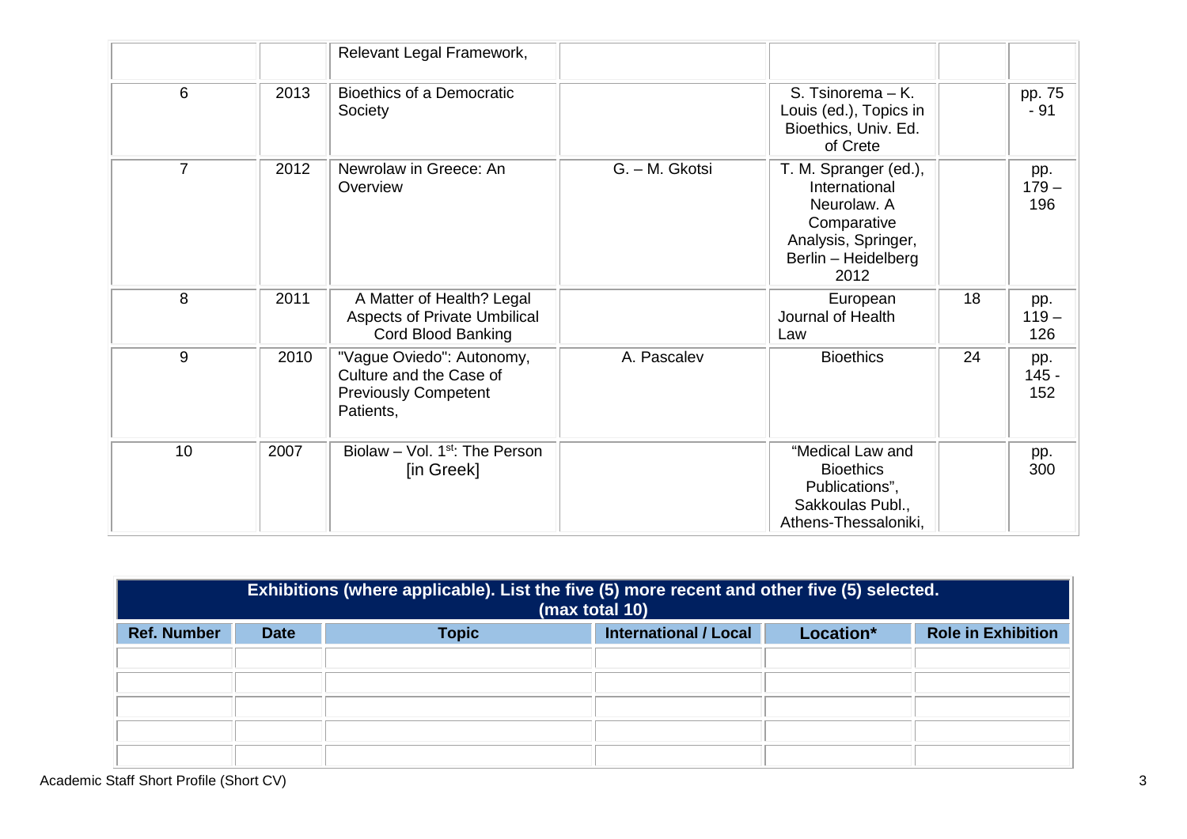|  |  |  |  |  |  |  |
|---|---|---|---|---|---|---|
|  |  | Relevant Legal Framework, |  |  |  |  |
| 6 | 2013 | Bioethics of a Democratic Society |  | S. Tsinorema – K. Louis (ed.), Topics in Bioethics, Univ. Ed. of Crete |  | pp. 75 - 91 |
| 7 | 2012 | Newrolaw in Greece: An Overview | G. – M. Gkotsi | T. M. Spranger (ed.), International Neurolaw. A Comparative Analysis, Springer, Berlin – Heidelberg 2012 |  | pp. 179 – 196 |
| 8 | 2011 | A Matter of Health? Legal Aspects of Private Umbilical Cord Blood Banking |  | European Journal of Health Law | 18 | pp. 119 – 126 |
| 9 | 2010 | "Vague Oviedo": Autonomy, Culture and the Case of Previously Competent Patients, | A. Pascalev | Bioethics | 24 | pp. 145 - 152 |
| 10 | 2007 | Biolaw – Vol. 1st: The Person [in Greek] |  | "Medical Law and Bioethics Publications", Sakkoulas Publ., Athens-Thessaloniki, |  | pp. 300 |

| Exhibitions (where applicable). List the five (5) more recent and other five (5) selected. (max total 10) | | | | | |
|---|---|---|---|---|---|
| **Ref. Number** | **Date** | **Topic** | **International / Local** | **Location*** | **Role in Exhibition** |
|  |  |  |  |  |  |
|  |  |  |  |  |  |
|  |  |  |  |  |  |
|  |  |  |  |  |  |
|  |  |  |  |  |  |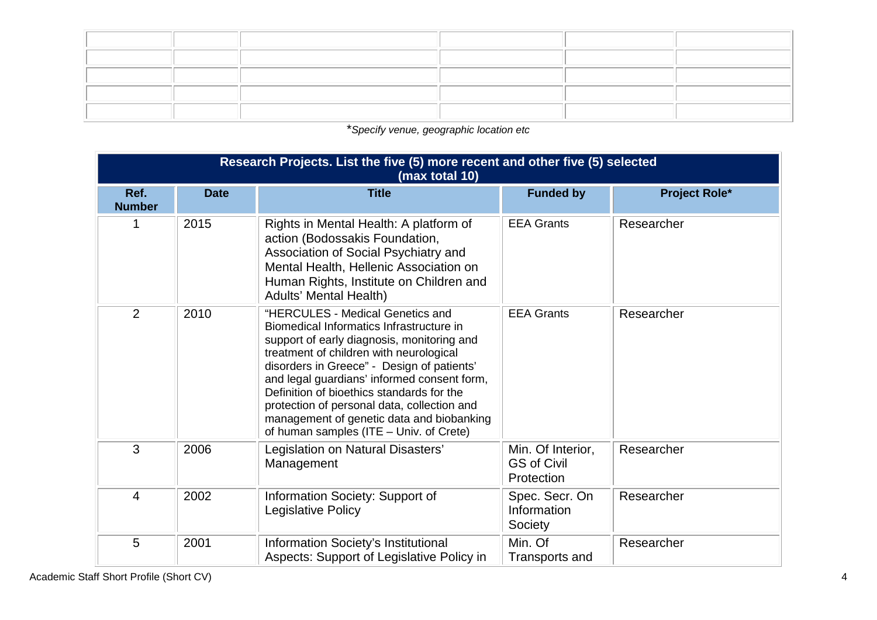| | | | | | |
|---|---|---|---|---|---|
| | | | | | |
| | | | | | |
| | | | | | |
| | | | | | |
| | | | | | |

**Specify venue, geographic location etc*

| Research Projects. List the five (5) more recent and other five (5) selected (max total 10) | | | | |
|---|---|---|---|---|
| **Ref. Number** | **Date** | **Title** | **Funded by** | **Project Role*** |
| 1 | 2015 | Rights in Mental Health: A platform of action (Bodossakis Foundation, Association of Social Psychiatry and Mental Health, Hellenic Association on Human Rights, Institute on Children and Adults' Mental Health) | EEA Grants | Researcher |
| 2 | 2010 | "HERCULES - Medical Genetics and Biomedical Informatics Infrastructure in support of early diagnosis, monitoring and treatment of children with neurological disorders in Greece" - Design of patients' and legal guardians' informed consent form, Definition of bioethics standards for the protection of personal data, collection and management of genetic data and biobanking of human samples (ITE – Univ. of Crete) | EEA Grants | Researcher |
| 3 | 2006 | Legislation on Natural Disasters' Management | Min. Of Interior, GS of Civil Protection | Researcher |
| 4 | 2002 | Information Society: Support of Legislative Policy | Spec. Secr. On Information Society | Researcher |
| 5 | 2001 | Information Society's Institutional Aspects: Support of Legislative Policy in | Min. Of Transports and | Researcher |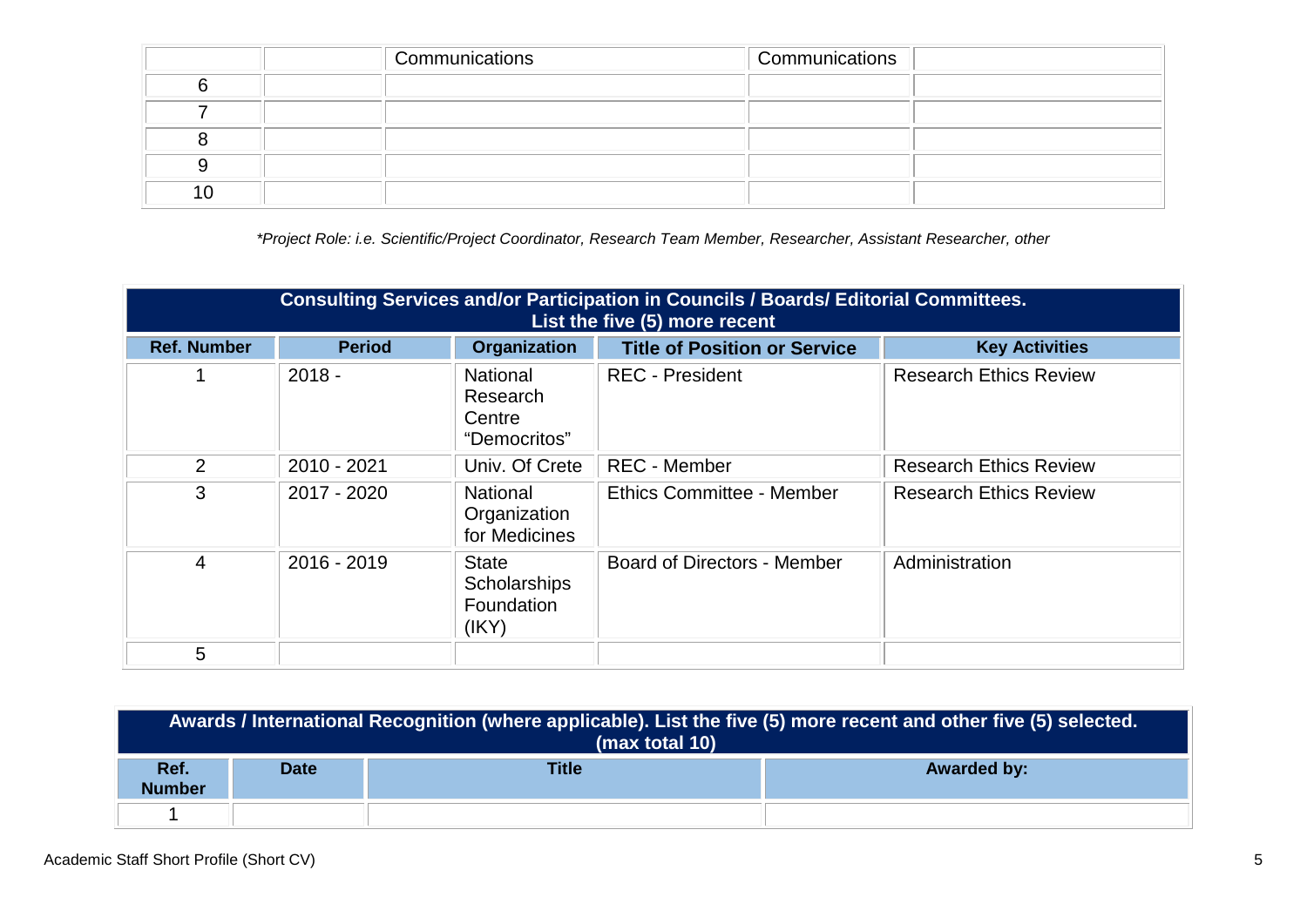| | | Communications | Communications | |
|---|---|---|---|---|
| 6 | | | | |
| 7 | | | | |
| 8 | | | | |
| 9 | | | | |
| 10 | | | | |

*\*Project Role: i.e. Scientific/Project Coordinator, Research Team Member, Researcher, Assistant Researcher, other*

| **Consulting Services and/or Participation in Councils / Boards/ Editorial Committees. List the five (5) more recent** | | | | |
|---|---|---|---|---|
| **Ref. Number** | **Period** | **Organization** | **Title of Position or Service** | **Key Activities** |
| 1 | 2018 - | National Research Centre "Democritos" | REC - President | Research Ethics Review |
| 2 | 2010 - 2021 | Univ. Of Crete | REC - Member | Research Ethics Review |
| 3 | 2017 - 2020 | National Organization for Medicines | Ethics Committee - Member | Research Ethics Review |
| 4 | 2016 - 2019 | State Scholarships Foundation (IKY) | Board of Directors - Member | Administration |
| 5 | | | | |

| **Awards / International Recognition (where applicable). List the five (5) more recent and other five (5) selected. (max total 10)** | | | |
|---|---|---|---|
| **Ref. Number** | **Date** | **Title** | **Awarded by:** |
| 1 | | | |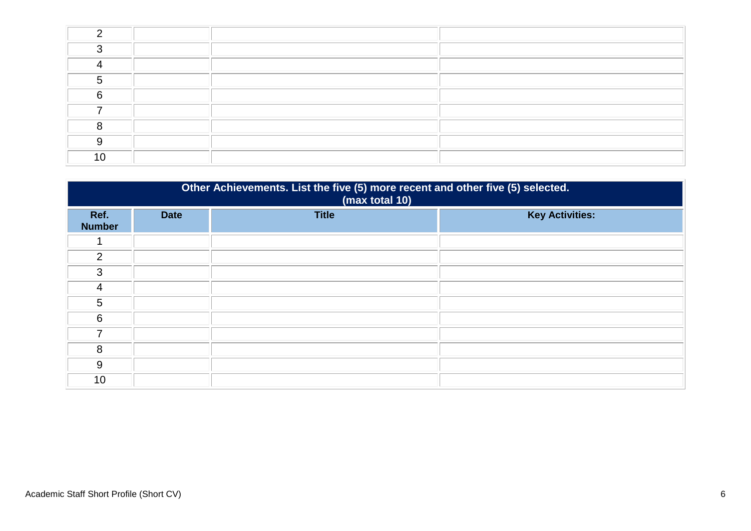| | | | |
|---|---|---|---|
| 2 | | | |
| 3 | | | |
| 4 | | | |
| 5 | | | |
| 6 | | | |
| 7 | | | |
| 8 | | | |
| 9 | | | |
| 10 | | | |

| Other Achievements. List the five (5) more recent and other five (5) selected. (max total 10) | | | |
|---|---|---|---|
| **Ref. Number** | **Date** | **Title** | **Key Activities:** |
| 1 | | | |
| 2 | | | |
| 3 | | | |
| 4 | | | |
| 5 | | | |
| 6 | | | |
| 7 | | | |
| 8 | | | |
| 9 | | | |
| 10 | | | |